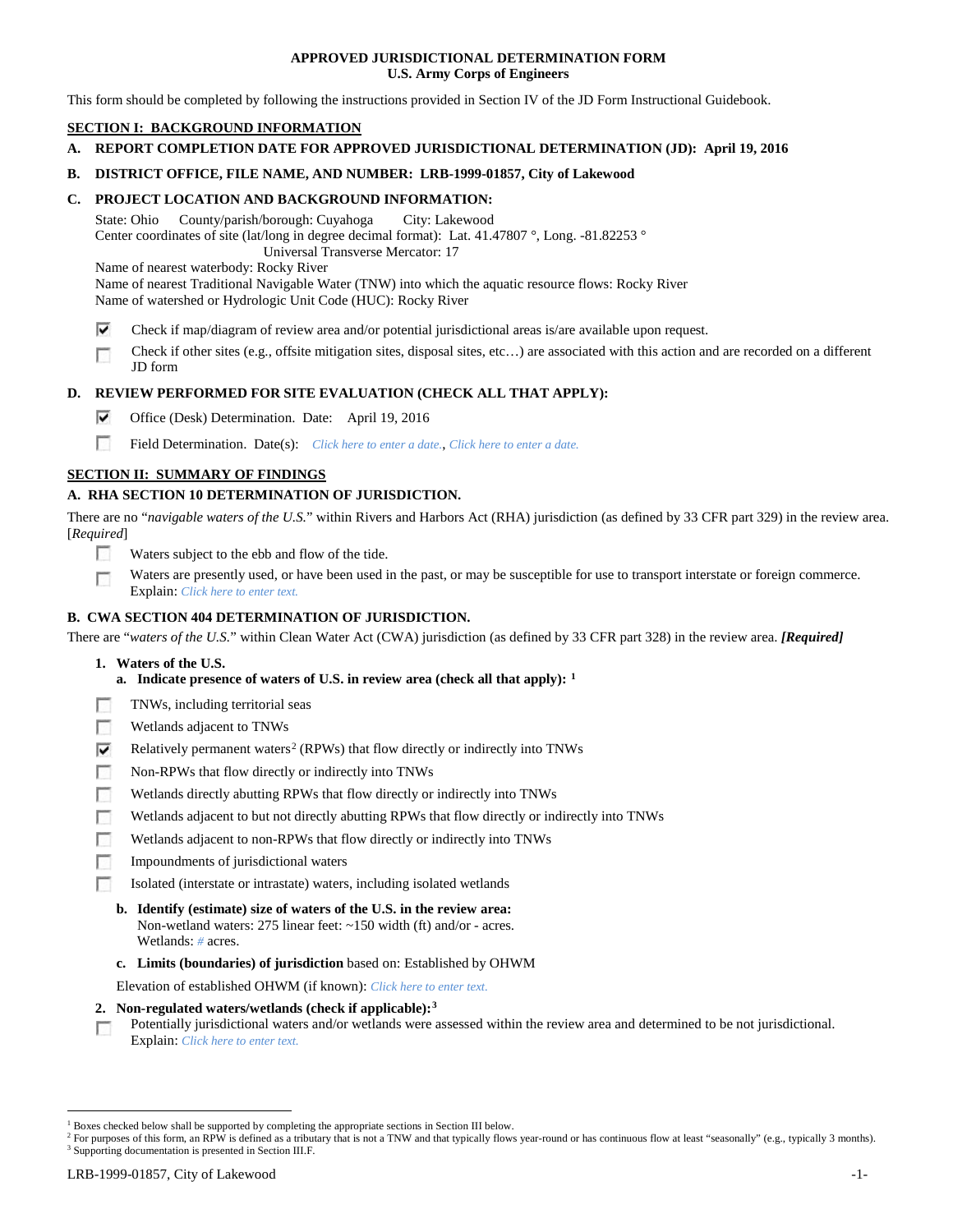**APPROVED JURISDICTIONAL DETERMINATION FORM**
**U.S. Army Corps of Engineers**

This form should be completed by following the instructions provided in Section IV of the JD Form Instructional Guidebook.

## SECTION I: BACKGROUND INFORMATION

**A. REPORT COMPLETION DATE FOR APPROVED JURISDICTIONAL DETERMINATION (JD): April 19, 2016**

**B. DISTRICT OFFICE, FILE NAME, AND NUMBER: LRB-1999-01857, City of Lakewood**

**C. PROJECT LOCATION AND BACKGROUND INFORMATION:**

State: Ohio County/parish/borough: Cuyahoga City: Lakewood
Center coordinates of site (lat/long in degree decimal format): Lat. 41.47807 °, Long. -81.82253 °
Universal Transverse Mercator: 17
Name of nearest waterbody: Rocky River
Name of nearest Traditional Navigable Water (TNW) into which the aquatic resource flows: Rocky River
Name of watershed or Hydrologic Unit Code (HUC): Rocky River

- [x] Check if map/diagram of review area and/or potential jurisdictional areas is/are available upon request.
- [ ] Check if other sites (e.g., offsite mitigation sites, disposal sites, etc…) are associated with this action and are recorded on a different JD form

**D. REVIEW PERFORMED FOR SITE EVALUATION (CHECK ALL THAT APPLY):**

- [x] Office (Desk) Determination. Date: April 19, 2016
- [ ] Field Determination. Date(s): *Click here to enter a date.*, *Click here to enter a date.*

## SECTION II: SUMMARY OF FINDINGS

**A. RHA SECTION 10 DETERMINATION OF JURISDICTION.**

There are no "*navigable waters of the U.S.*" within Rivers and Harbors Act (RHA) jurisdiction (as defined by 33 CFR part 329) in the review area. [*Required*]

- [ ] Waters subject to the ebb and flow of the tide.
- [ ] Waters are presently used, or have been used in the past, or may be susceptible for use to transport interstate or foreign commerce. Explain: *Click here to enter text.*

**B. CWA SECTION 404 DETERMINATION OF JURISDICTION.**

There are "*waters of the U.S.*" within Clean Water Act (CWA) jurisdiction (as defined by 33 CFR part 328) in the review area. ***[Required]***

**1. Waters of the U.S.**

**a. Indicate presence of waters of U.S. in review area (check all that apply):** [1]

- [ ] TNWs, including territorial seas
- [ ] Wetlands adjacent to TNWs
- [x] Relatively permanent waters[2] (RPWs) that flow directly or indirectly into TNWs
- [ ] Non-RPWs that flow directly or indirectly into TNWs
- [ ] Wetlands directly abutting RPWs that flow directly or indirectly into TNWs
- [ ] Wetlands adjacent to but not directly abutting RPWs that flow directly or indirectly into TNWs
- [ ] Wetlands adjacent to non-RPWs that flow directly or indirectly into TNWs
- [ ] Impoundments of jurisdictional waters
- [ ] Isolated (interstate or intrastate) waters, including isolated wetlands

**b. Identify (estimate) size of waters of the U.S. in the review area:**
Non-wetland waters: 275 linear feet: ~150 width (ft) and/or - acres.
Wetlands: *#* acres.

**c. Limits (boundaries) of jurisdiction** based on: Established by OHWM

Elevation of established OHWM (if known): *Click here to enter text.*

**2. Non-regulated waters/wetlands (check if applicable):**[3]

- [ ] Potentially jurisdictional waters and/or wetlands were assessed within the review area and determined to be not jurisdictional. Explain: *Click here to enter text.*

---

[1] Boxes checked below shall be supported by completing the appropriate sections in Section III below.
[2] For purposes of this form, an RPW is defined as a tributary that is not a TNW and that typically flows year-round or has continuous flow at least "seasonally" (e.g., typically 3 months).
[3] Supporting documentation is presented in Section III.F.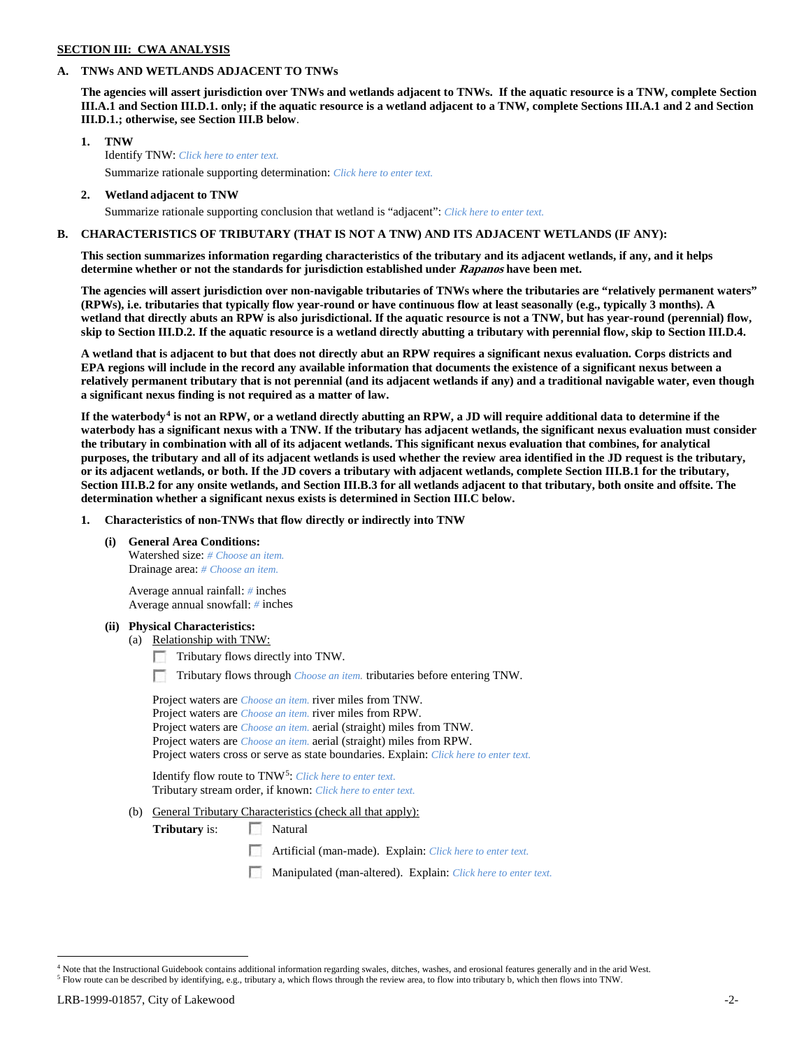**SECTION III: CWA ANALYSIS**

**A. TNWs AND WETLANDS ADJACENT TO TNWs**

**The agencies will assert jurisdiction over TNWs and wetlands adjacent to TNWs. If the aquatic resource is a TNW, complete Section III.A.1 and Section III.D.1. only; if the aquatic resource is a wetland adjacent to a TNW, complete Sections III.A.1 and 2 and Section III.D.1.; otherwise, see Section III.B below**.

**1. TNW**

Identify TNW: *Click here to enter text.*

Summarize rationale supporting determination: *Click here to enter text.*

**2. Wetland adjacent to TNW**

Summarize rationale supporting conclusion that wetland is "adjacent": *Click here to enter text.*

**B. CHARACTERISTICS OF TRIBUTARY (THAT IS NOT A TNW) AND ITS ADJACENT WETLANDS (IF ANY):**

**This section summarizes information regarding characteristics of the tributary and its adjacent wetlands, if any, and it helps determine whether or not the standards for jurisdiction established under *Rapanos* have been met.**

**The agencies will assert jurisdiction over non-navigable tributaries of TNWs where the tributaries are "relatively permanent waters" (RPWs), i.e. tributaries that typically flow year-round or have continuous flow at least seasonally (e.g., typically 3 months). A wetland that directly abuts an RPW is also jurisdictional. If the aquatic resource is not a TNW, but has year-round (perennial) flow, skip to Section III.D.2. If the aquatic resource is a wetland directly abutting a tributary with perennial flow, skip to Section III.D.4.**

**A wetland that is adjacent to but that does not directly abut an RPW requires a significant nexus evaluation. Corps districts and EPA regions will include in the record any available information that documents the existence of a significant nexus between a relatively permanent tributary that is not perennial (and its adjacent wetlands if any) and a traditional navigable water, even though a significant nexus finding is not required as a matter of law.**

**If the waterbody[4] is not an RPW, or a wetland directly abutting an RPW, a JD will require additional data to determine if the waterbody has a significant nexus with a TNW. If the tributary has adjacent wetlands, the significant nexus evaluation must consider the tributary in combination with all of its adjacent wetlands. This significant nexus evaluation that combines, for analytical purposes, the tributary and all of its adjacent wetlands is used whether the review area identified in the JD request is the tributary, or its adjacent wetlands, or both. If the JD covers a tributary with adjacent wetlands, complete Section III.B.1 for the tributary, Section III.B.2 for any onsite wetlands, and Section III.B.3 for all wetlands adjacent to that tributary, both onsite and offsite. The determination whether a significant nexus exists is determined in Section III.C below.**

**1. Characteristics of non-TNWs that flow directly or indirectly into TNW**

**(i) General Area Conditions:**

Watershed size: *# Choose an item.*
Drainage area: *# Choose an item.*

Average annual rainfall: *#* inches
Average annual snowfall: *#* inches

**(ii) Physical Characteristics:**

(a) Relationship with TNW:

☐ Tributary flows directly into TNW.

☐ Tributary flows through *Choose an item.* tributaries before entering TNW.

Project waters are *Choose an item.* river miles from TNW.
Project waters are *Choose an item.* river miles from RPW.
Project waters are *Choose an item.* aerial (straight) miles from TNW.
Project waters are *Choose an item.* aerial (straight) miles from RPW.
Project waters cross or serve as state boundaries. Explain: *Click here to enter text.*

Identify flow route to TNW[5]: *Click here to enter text.*
Tributary stream order, if known: *Click here to enter text.*

(b) General Tributary Characteristics (check all that apply):

**Tributary** is: ☐ Natural

☐ Artificial (man-made). Explain: *Click here to enter text.*

☐ Manipulated (man-altered). Explain: *Click here to enter text.*

---

[4] Note that the Instructional Guidebook contains additional information regarding swales, ditches, washes, and erosional features generally and in the arid West.
[5] Flow route can be described by identifying, e.g., tributary a, which flows through the review area, to flow into tributary b, which then flows into TNW.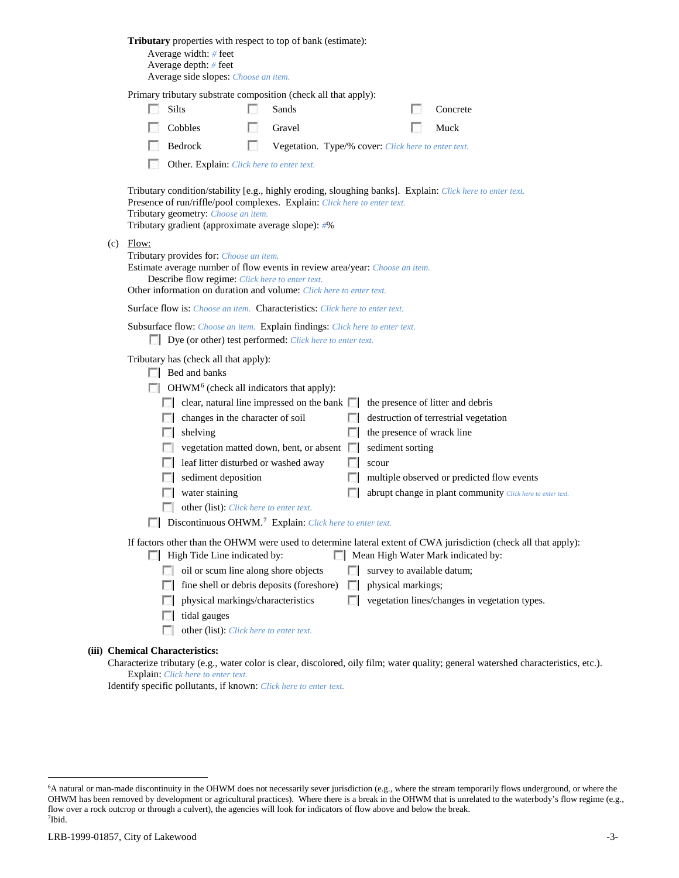**Tributary** properties with respect to top of bank (estimate):

Average width: # feet
Average depth: # feet
Average side slopes: Choose an item.

Primary tributary substrate composition (check all that apply):

- ☐ Silts
- ☐ Sands
- ☐ Concrete
- ☐ Cobbles
- ☐ Gravel
- ☐ Muck
- ☐ Bedrock
- ☐ Vegetation. Type/% cover: Click here to enter text.
- ☐ Other. Explain: Click here to enter text.

Tributary condition/stability [e.g., highly eroding, sloughing banks]. Explain: Click here to enter text.
Presence of run/riffle/pool complexes. Explain: Click here to enter text.
Tributary geometry: Choose an item.
Tributary gradient (approximate average slope): #%

(c) Flow:

Tributary provides for: Choose an item.
Estimate average number of flow events in review area/year: Choose an item.
Describe flow regime: Click here to enter text.
Other information on duration and volume: Click here to enter text.

Surface flow is: Choose an item. Characteristics: Click here to enter text.

Subsurface flow: Choose an item. Explain findings: Click here to enter text.

- ☐ Dye (or other) test performed: Click here to enter text.

Tributary has (check all that apply):

- ☐ Bed and banks
- ☐ OHWM[6] (check all indicators that apply):
  - ☐ clear, natural line impressed on the bank
  - ☐ the presence of litter and debris
  - ☐ changes in the character of soil
  - ☐ destruction of terrestrial vegetation
  - ☐ shelving
  - ☐ the presence of wrack line
  - ☐ vegetation matted down, bent, or absent
  - ☐ sediment sorting
  - ☐ leaf litter disturbed or washed away
  - ☐ scour
  - ☐ sediment deposition
  - ☐ multiple observed or predicted flow events
  - ☐ water staining
  - ☐ abrupt change in plant community Click here to enter text.
  - ☐ other (list): Click here to enter text.
- ☐ Discontinuous OHWM.[7] Explain: Click here to enter text.

If factors other than the OHWM were used to determine lateral extent of CWA jurisdiction (check all that apply):

- ☐ High Tide Line indicated by:
  - ☐ oil or scum line along shore objects
  - ☐ fine shell or debris deposits (foreshore)
  - ☐ physical markings/characteristics
  - ☐ tidal gauges
  - ☐ other (list): Click here to enter text.
- ☐ Mean High Water Mark indicated by:
  - ☐ survey to available datum;
  - ☐ physical markings;
  - ☐ vegetation lines/changes in vegetation types.

**(iii) Chemical Characteristics:**

Characterize tributary (e.g., water color is clear, discolored, oily film; water quality; general watershed characteristics, etc.).
Explain: Click here to enter text.
Identify specific pollutants, if known: Click here to enter text.

---

[6] A natural or man-made discontinuity in the OHWM does not necessarily sever jurisdiction (e.g., where the stream temporarily flows underground, or where the OHWM has been removed by development or agricultural practices). Where there is a break in the OHWM that is unrelated to the waterbody's flow regime (e.g., flow over a rock outcrop or through a culvert), the agencies will look for indicators of flow above and below the break.
[7] Ibid.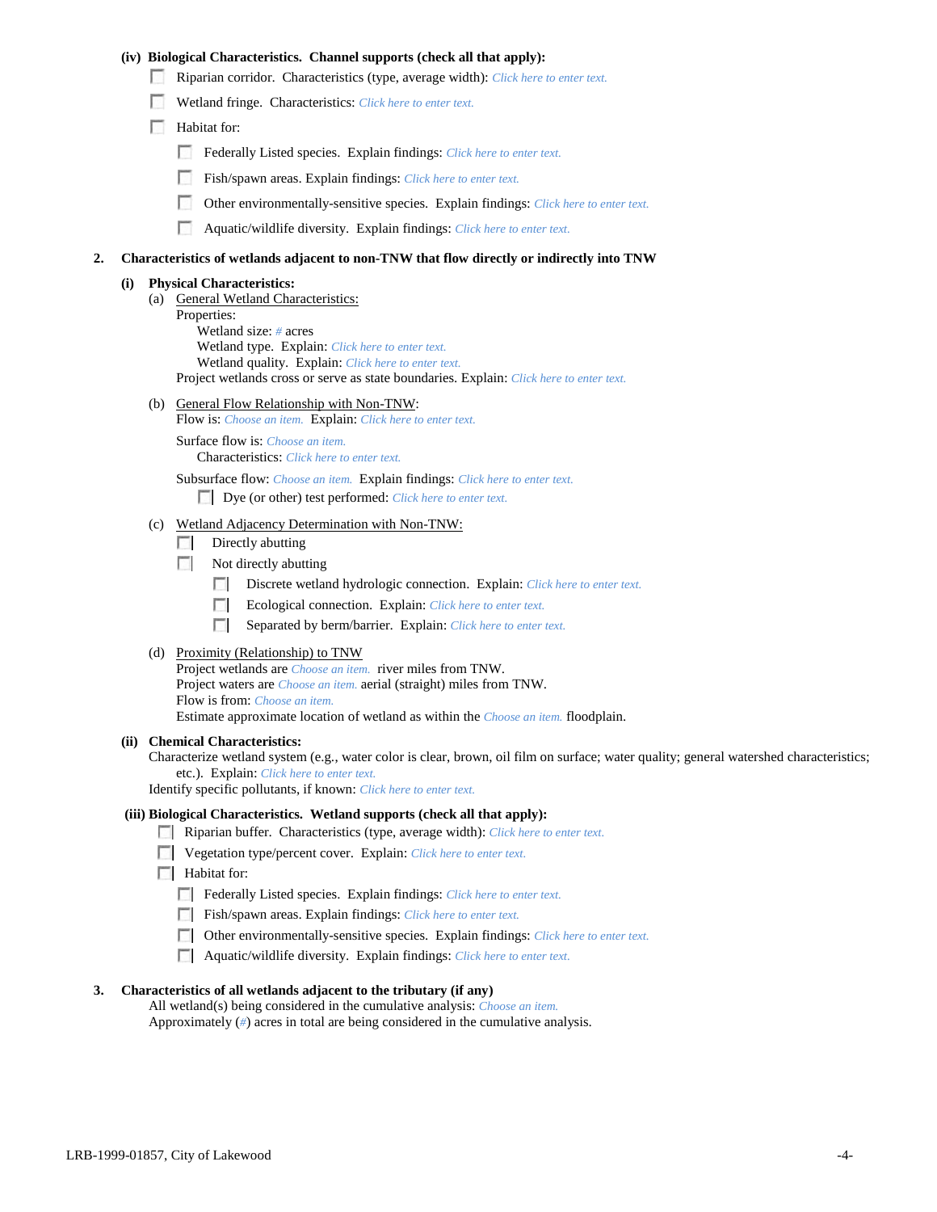**(iv) Biological Characteristics. Channel supports (check all that apply):**

- ☐ Riparian corridor. Characteristics (type, average width): *Click here to enter text.*
- ☐ Wetland fringe. Characteristics: *Click here to enter text.*
- ☐ Habitat for:
  - ☐ Federally Listed species. Explain findings: *Click here to enter text.*
  - ☐ Fish/spawn areas. Explain findings: *Click here to enter text.*
  - ☐ Other environmentally-sensitive species. Explain findings: *Click here to enter text.*
  - ☐ Aquatic/wildlife diversity. Explain findings: *Click here to enter text.*

**2. Characteristics of wetlands adjacent to non-TNW that flow directly or indirectly into TNW**

**(i) Physical Characteristics:**

(a) General Wetland Characteristics:

Properties:

Wetland size: *#* acres

Wetland type. Explain: *Click here to enter text.*

Wetland quality. Explain: *Click here to enter text.*

Project wetlands cross or serve as state boundaries. Explain: *Click here to enter text.*

(b) General Flow Relationship with Non-TNW:

Flow is: *Choose an item.* Explain: *Click here to enter text.*

Surface flow is: *Choose an item.*

Characteristics: *Click here to enter text.*

Subsurface flow: *Choose an item.* Explain findings: *Click here to enter text.*

- ☐ Dye (or other) test performed: *Click here to enter text.*

(c) Wetland Adjacency Determination with Non-TNW:

- ☐ Directly abutting
- ☐ Not directly abutting
  - ☐ Discrete wetland hydrologic connection. Explain: *Click here to enter text.*
  - ☐ Ecological connection. Explain: *Click here to enter text.*
  - ☐ Separated by berm/barrier. Explain: *Click here to enter text.*

(d) Proximity (Relationship) to TNW

Project wetlands are *Choose an item.* river miles from TNW.

Project waters are *Choose an item.* aerial (straight) miles from TNW.

Flow is from: *Choose an item.*

Estimate approximate location of wetland as within the *Choose an item.* floodplain.

**(ii) Chemical Characteristics:**

Characterize wetland system (e.g., water color is clear, brown, oil film on surface; water quality; general watershed characteristics; etc.). Explain: *Click here to enter text.*

Identify specific pollutants, if known: *Click here to enter text.*

**(iii) Biological Characteristics. Wetland supports (check all that apply):**

- ☐ Riparian buffer. Characteristics (type, average width): *Click here to enter text.*
- ☐ Vegetation type/percent cover. Explain: *Click here to enter text.*
- ☐ Habitat for:
  - ☐ Federally Listed species. Explain findings: *Click here to enter text.*
  - ☐ Fish/spawn areas. Explain findings: *Click here to enter text.*
  - ☐ Other environmentally-sensitive species. Explain findings: *Click here to enter text.*
  - ☐ Aquatic/wildlife diversity. Explain findings: *Click here to enter text.*

**3. Characteristics of all wetlands adjacent to the tributary (if any)**

All wetland(s) being considered in the cumulative analysis: *Choose an item.*

Approximately (*#*) acres in total are being considered in the cumulative analysis.

LRB-1999-01857, City of Lakewood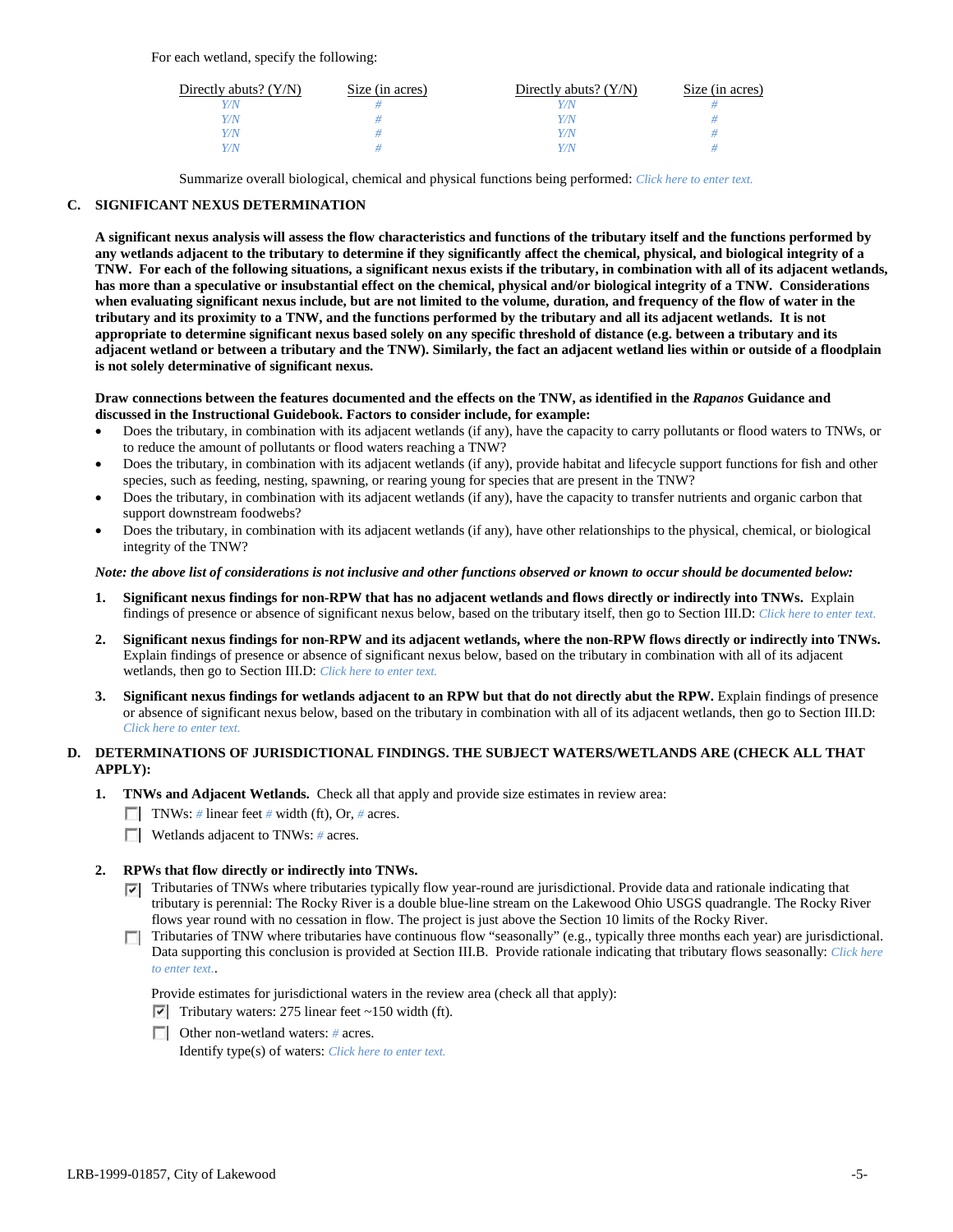For each wetland, specify the following:

| Directly abuts? (Y/N) | Size (in acres) | Directly abuts? (Y/N) | Size (in acres) |
|---|---|---|---|
| Y/N | # | Y/N | # |
| Y/N | # | Y/N | # |
| Y/N | # | Y/N | # |
| Y/N | # | Y/N | # |

Summarize overall biological, chemical and physical functions being performed: *Click here to enter text.*

## C. SIGNIFICANT NEXUS DETERMINATION

**A significant nexus analysis will assess the flow characteristics and functions of the tributary itself and the functions performed by any wetlands adjacent to the tributary to determine if they significantly affect the chemical, physical, and biological integrity of a TNW. For each of the following situations, a significant nexus exists if the tributary, in combination with all of its adjacent wetlands, has more than a speculative or insubstantial effect on the chemical, physical and/or biological integrity of a TNW. Considerations when evaluating significant nexus include, but are not limited to the volume, duration, and frequency of the flow of water in the tributary and its proximity to a TNW, and the functions performed by the tributary and all its adjacent wetlands. It is not appropriate to determine significant nexus based solely on any specific threshold of distance (e.g. between a tributary and its adjacent wetland or between a tributary and the TNW). Similarly, the fact an adjacent wetland lies within or outside of a floodplain is not solely determinative of significant nexus.**

**Draw connections between the features documented and the effects on the TNW, as identified in the *Rapanos* Guidance and discussed in the Instructional Guidebook. Factors to consider include, for example:**

- Does the tributary, in combination with its adjacent wetlands (if any), have the capacity to carry pollutants or flood waters to TNWs, or to reduce the amount of pollutants or flood waters reaching a TNW?
- Does the tributary, in combination with its adjacent wetlands (if any), provide habitat and lifecycle support functions for fish and other species, such as feeding, nesting, spawning, or rearing young for species that are present in the TNW?
- Does the tributary, in combination with its adjacent wetlands (if any), have the capacity to transfer nutrients and organic carbon that support downstream foodwebs?
- Does the tributary, in combination with its adjacent wetlands (if any), have other relationships to the physical, chemical, or biological integrity of the TNW?

***Note: the above list of considerations is not inclusive and other functions observed or known to occur should be documented below:***

1. **Significant nexus findings for non-RPW that has no adjacent wetlands and flows directly or indirectly into TNWs.** Explain findings of presence or absence of significant nexus below, based on the tributary itself, then go to Section III.D: *Click here to enter text.*

2. **Significant nexus findings for non-RPW and its adjacent wetlands, where the non-RPW flows directly or indirectly into TNWs.** Explain findings of presence or absence of significant nexus below, based on the tributary in combination with all of its adjacent wetlands, then go to Section III.D: *Click here to enter text.*

3. **Significant nexus findings for wetlands adjacent to an RPW but that do not directly abut the RPW.** Explain findings of presence or absence of significant nexus below, based on the tributary in combination with all of its adjacent wetlands, then go to Section III.D: *Click here to enter text.*

## D. DETERMINATIONS OF JURISDICTIONAL FINDINGS. THE SUBJECT WATERS/WETLANDS ARE (CHECK ALL THAT APPLY):

1. **TNWs and Adjacent Wetlands.** Check all that apply and provide size estimates in review area:
   - ☐ TNWs: # linear feet # width (ft), Or, # acres.
   - ☐ Wetlands adjacent to TNWs: # acres.

2. **RPWs that flow directly or indirectly into TNWs.**
   - ☑ Tributaries of TNWs where tributaries typically flow year-round are jurisdictional. Provide data and rationale indicating that tributary is perennial: The Rocky River is a double blue-line stream on the Lakewood Ohio USGS quadrangle. The Rocky River flows year round with no cessation in flow. The project is just above the Section 10 limits of the Rocky River.
   - ☐ Tributaries of TNW where tributaries have continuous flow "seasonally" (e.g., typically three months each year) are jurisdictional. Data supporting this conclusion is provided at Section III.B. Provide rationale indicating that tributary flows seasonally: *Click here to enter text.*.

   Provide estimates for jurisdictional waters in the review area (check all that apply):
   - ☑ Tributary waters: 275 linear feet ~150 width (ft).
   - ☐ Other non-wetland waters: # acres.
     Identify type(s) of waters: *Click here to enter text.*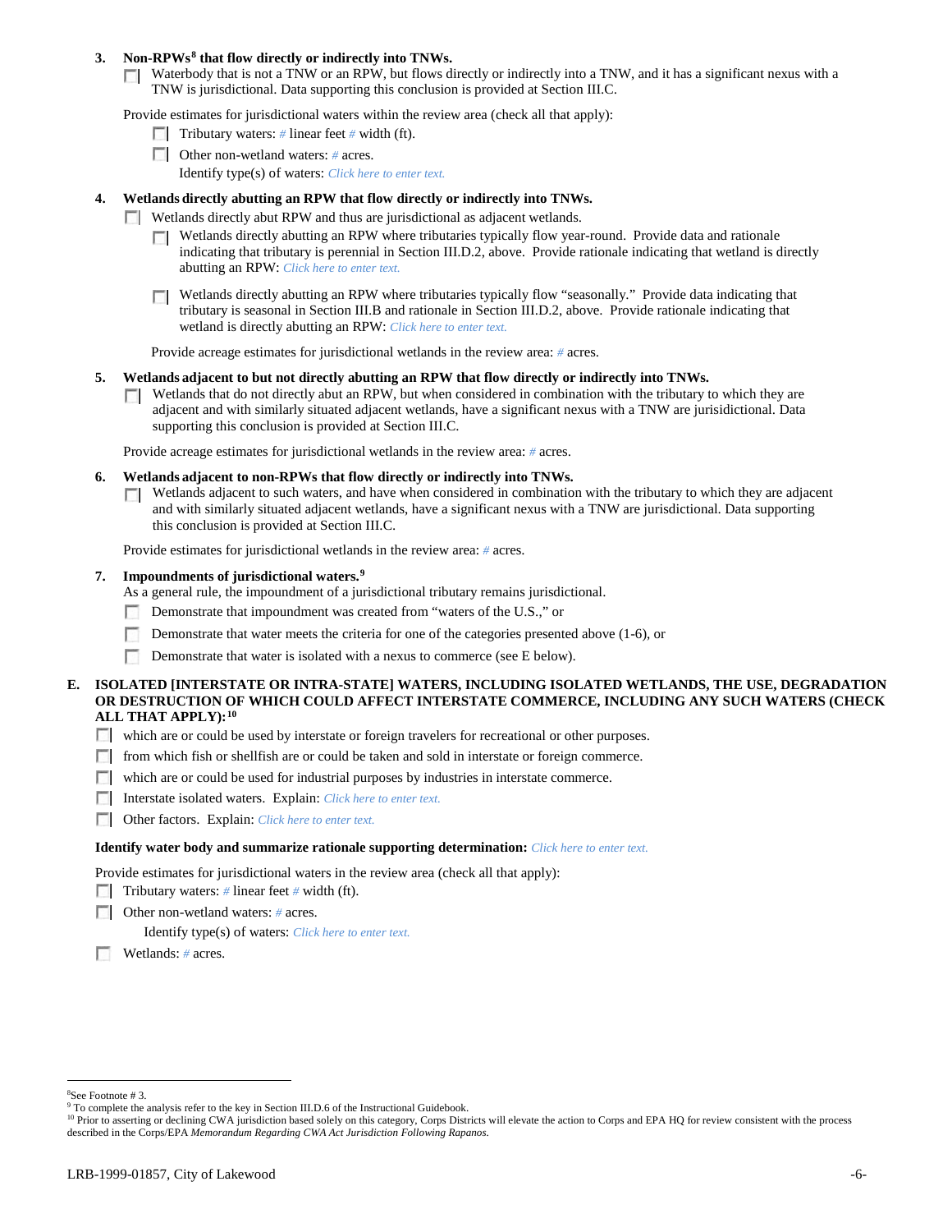3. **Non-RPWs[8] that flow directly or indirectly into TNWs.**

   - [ ] Waterbody that is not a TNW or an RPW, but flows directly or indirectly into a TNW, and it has a significant nexus with a TNW is jurisdictional. Data supporting this conclusion is provided at Section III.C.

   Provide estimates for jurisdictional waters within the review area (check all that apply):

   - [ ] Tributary waters: # linear feet # width (ft).
   - [ ] Other non-wetland waters: # acres.

     Identify type(s) of waters: *Click here to enter text.*

4. **Wetlands directly abutting an RPW that flow directly or indirectly into TNWs.**

   - [ ] Wetlands directly abut RPW and thus are jurisdictional as adjacent wetlands.
     - [ ] Wetlands directly abutting an RPW where tributaries typically flow year-round. Provide data and rationale indicating that tributary is perennial in Section III.D.2, above. Provide rationale indicating that wetland is directly abutting an RPW: *Click here to enter text.*
     - [ ] Wetlands directly abutting an RPW where tributaries typically flow "seasonally." Provide data indicating that tributary is seasonal in Section III.B and rationale in Section III.D.2, above. Provide rationale indicating that wetland is directly abutting an RPW: *Click here to enter text.*

     Provide acreage estimates for jurisdictional wetlands in the review area: # acres.

5. **Wetlands adjacent to but not directly abutting an RPW that flow directly or indirectly into TNWs.**

   - [ ] Wetlands that do not directly abut an RPW, but when considered in combination with the tributary to which they are adjacent and with similarly situated adjacent wetlands, have a significant nexus with a TNW are jurisidictional. Data supporting this conclusion is provided at Section III.C.

   Provide acreage estimates for jurisdictional wetlands in the review area: # acres.

6. **Wetlands adjacent to non-RPWs that flow directly or indirectly into TNWs.**

   - [ ] Wetlands adjacent to such waters, and have when considered in combination with the tributary to which they are adjacent and with similarly situated adjacent wetlands, have a significant nexus with a TNW are jurisdictional. Data supporting this conclusion is provided at Section III.C.

   Provide estimates for jurisdictional wetlands in the review area: # acres.

7. **Impoundments of jurisdictional waters.[9]**

   As a general rule, the impoundment of a jurisdictional tributary remains jurisdictional.

   - [ ] Demonstrate that impoundment was created from "waters of the U.S.," or
   - [ ] Demonstrate that water meets the criteria for one of the categories presented above (1-6), or
   - [ ] Demonstrate that water is isolated with a nexus to commerce (see E below).

**E. ISOLATED [INTERSTATE OR INTRA-STATE] WATERS, INCLUDING ISOLATED WETLANDS, THE USE, DEGRADATION OR DESTRUCTION OF WHICH COULD AFFECT INTERSTATE COMMERCE, INCLUDING ANY SUCH WATERS (CHECK ALL THAT APPLY):[10]**

- [ ] which are or could be used by interstate or foreign travelers for recreational or other purposes.
- [ ] from which fish or shellfish are or could be taken and sold in interstate or foreign commerce.
- [ ] which are or could be used for industrial purposes by industries in interstate commerce.
- [ ] Interstate isolated waters. Explain: *Click here to enter text.*
- [ ] Other factors. Explain: *Click here to enter text.*

**Identify water body and summarize rationale supporting determination:** *Click here to enter text.*

Provide estimates for jurisdictional waters in the review area (check all that apply):

- [ ] Tributary waters: # linear feet # width (ft).
- [ ] Other non-wetland waters: # acres.

  Identify type(s) of waters: *Click here to enter text.*
- [ ] Wetlands: # acres.

---

[8] See Footnote # 3.

[9] To complete the analysis refer to the key in Section III.D.6 of the Instructional Guidebook.

[10] Prior to asserting or declining CWA jurisdiction based solely on this category, Corps Districts will elevate the action to Corps and EPA HQ for review consistent with the process described in the Corps/EPA *Memorandum Regarding CWA Act Jurisdiction Following Rapanos.*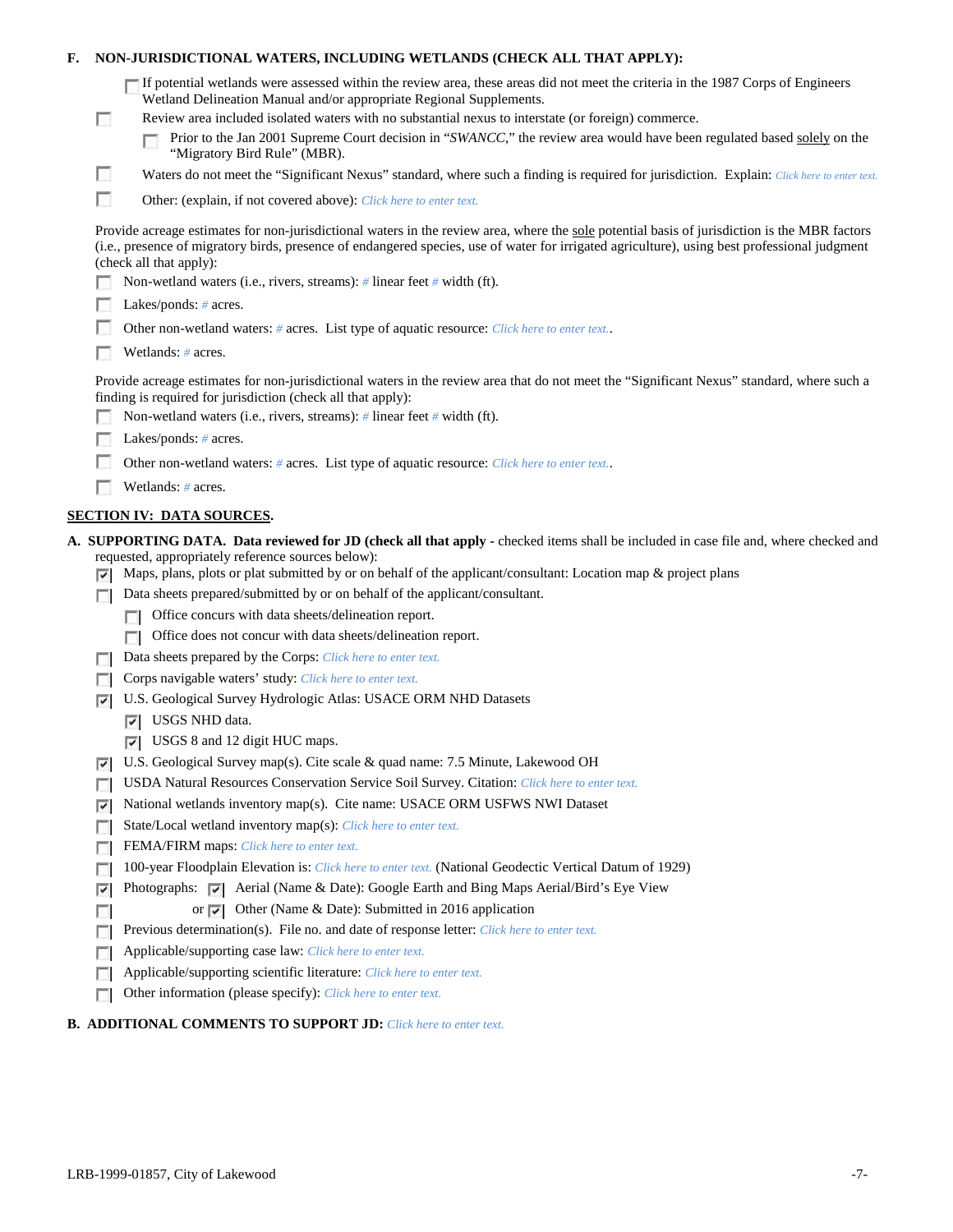**F. NON-JURISDICTIONAL WATERS, INCLUDING WETLANDS (CHECK ALL THAT APPLY):**

- [ ] If potential wetlands were assessed within the review area, these areas did not meet the criteria in the 1987 Corps of Engineers Wetland Delineation Manual and/or appropriate Regional Supplements.
- [ ] Review area included isolated waters with no substantial nexus to interstate (or foreign) commerce.
  - [ ] Prior to the Jan 2001 Supreme Court decision in "*SWANCC*," the review area would have been regulated based solely on the "Migratory Bird Rule" (MBR).
- [ ] Waters do not meet the "Significant Nexus" standard, where such a finding is required for jurisdiction. Explain: *Click here to enter text.*
- [ ] Other: (explain, if not covered above): *Click here to enter text.*

Provide acreage estimates for non-jurisdictional waters in the review area, where the sole potential basis of jurisdiction is the MBR factors (i.e., presence of migratory birds, presence of endangered species, use of water for irrigated agriculture), using best professional judgment (check all that apply):

- [ ] Non-wetland waters (i.e., rivers, streams): *#* linear feet *#* width (ft).
- [ ] Lakes/ponds: *#* acres.
- [ ] Other non-wetland waters: *#* acres. List type of aquatic resource: *Click here to enter text.*.
- [ ] Wetlands: *#* acres.

Provide acreage estimates for non-jurisdictional waters in the review area that do not meet the "Significant Nexus" standard, where such a finding is required for jurisdiction (check all that apply):

- [ ] Non-wetland waters (i.e., rivers, streams): *#* linear feet *#* width (ft).
- [ ] Lakes/ponds: *#* acres.
- [ ] Other non-wetland waters: *#* acres. List type of aquatic resource: *Click here to enter text.*.
- [ ] Wetlands: *#* acres.

## SECTION IV: DATA SOURCES.

**A. SUPPORTING DATA. Data reviewed for JD (check all that apply** - checked items shall be included in case file and, where checked and requested, appropriately reference sources below):

- [x] Maps, plans, plots or plat submitted by or on behalf of the applicant/consultant: Location map & project plans
- [ ] Data sheets prepared/submitted by or on behalf of the applicant/consultant.
  - [ ] Office concurs with data sheets/delineation report.
  - [ ] Office does not concur with data sheets/delineation report.
- [ ] Data sheets prepared by the Corps: *Click here to enter text.*
- [ ] Corps navigable waters' study: *Click here to enter text.*
- [x] U.S. Geological Survey Hydrologic Atlas: USACE ORM NHD Datasets
  - [x] USGS NHD data.
  - [x] USGS 8 and 12 digit HUC maps.
- [x] U.S. Geological Survey map(s). Cite scale & quad name: 7.5 Minute, Lakewood OH
- [ ] USDA Natural Resources Conservation Service Soil Survey. Citation: *Click here to enter text.*
- [x] National wetlands inventory map(s). Cite name: USACE ORM USFWS NWI Dataset
- [ ] State/Local wetland inventory map(s): *Click here to enter text.*
- [ ] FEMA/FIRM maps: *Click here to enter text.*
- [ ] 100-year Floodplain Elevation is: *Click here to enter text.* (National Geodectic Vertical Datum of 1929)
- [x] Photographs: [x] Aerial (Name & Date): Google Earth and Bing Maps Aerial/Bird's Eye View
- [ ] or [x] Other (Name & Date): Submitted in 2016 application
- [ ] Previous determination(s). File no. and date of response letter: *Click here to enter text.*
- [ ] Applicable/supporting case law: *Click here to enter text.*
- [ ] Applicable/supporting scientific literature: *Click here to enter text.*
- [ ] Other information (please specify): *Click here to enter text.*

**B. ADDITIONAL COMMENTS TO SUPPORT JD:** *Click here to enter text.*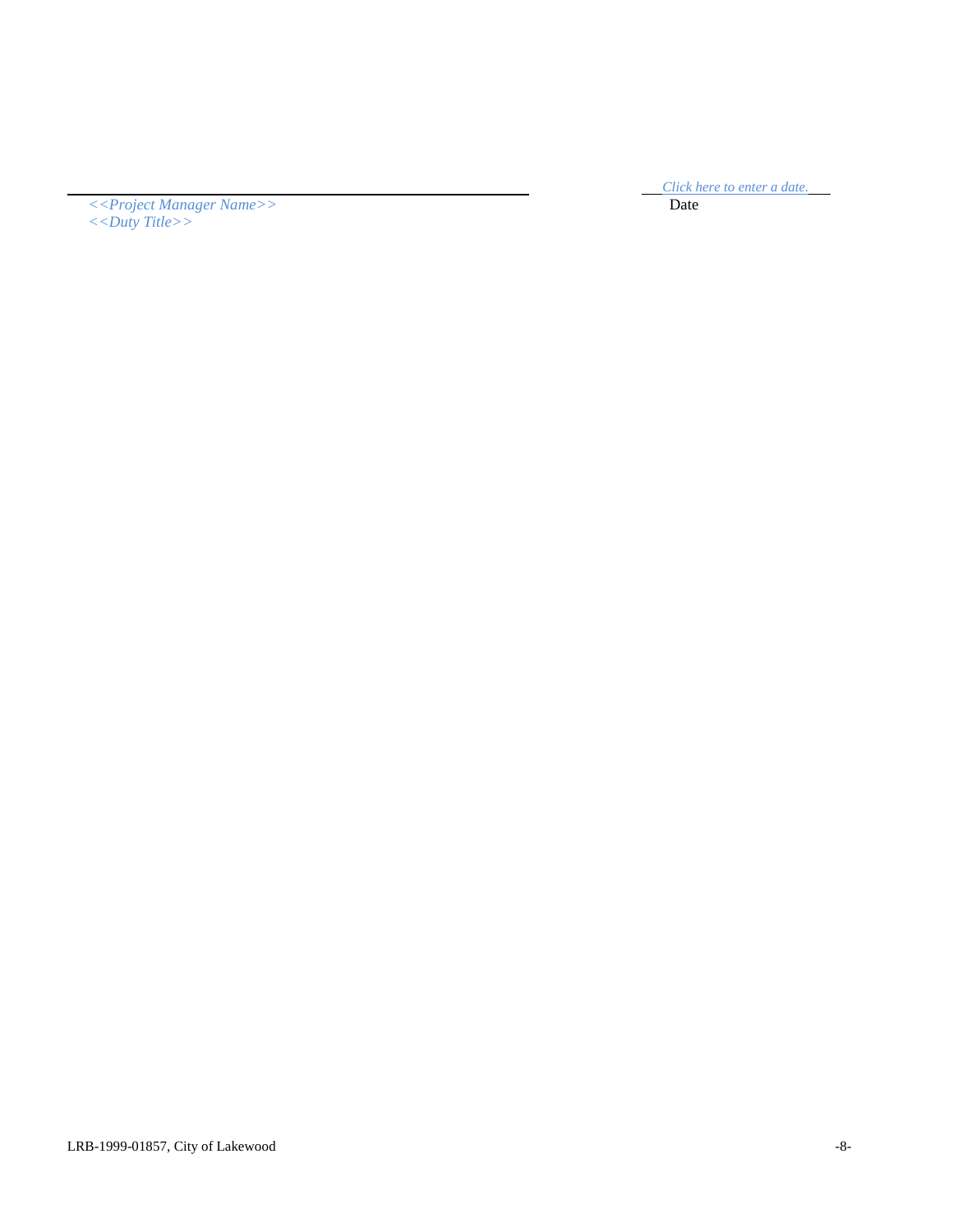___________________________________________________________ _Click here to enter a date._

*<<Project Manager Name>>* Date

*<<Duty Title>>*

LRB-1999-01857, City of Lakewood